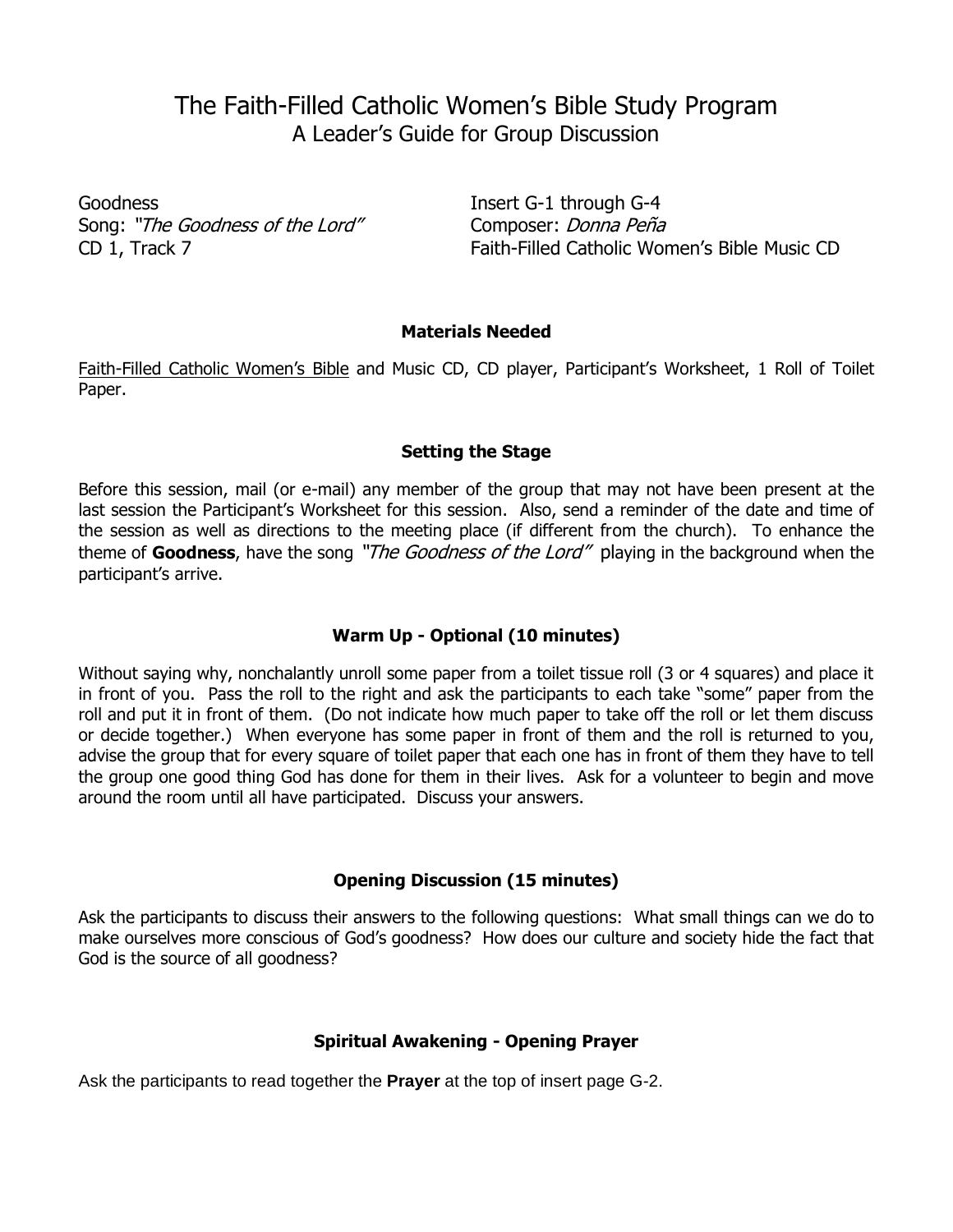# The Faith-Filled Catholic Women's Bible Study Program
## A Leader's Guide for Group Discussion

Goodness
Song: *"The Goodness of the Lord"*
CD 1, Track 7

Insert G-1 through G-4
Composer: *Donna Peña*
Faith-Filled Catholic Women's Bible Music CD

### Materials Needed

Faith-Filled Catholic Women's Bible and Music CD, CD player, Participant's Worksheet, 1 Roll of Toilet Paper.

### Setting the Stage

Before this session, mail (or e-mail) any member of the group that may not have been present at the last session the Participant's Worksheet for this session. Also, send a reminder of the date and time of the session as well as directions to the meeting place (if different from the church). To enhance the theme of **Goodness**, have the song *"The Goodness of the Lord"* playing in the background when the participant's arrive.

### Warm Up - Optional (10 minutes)

Without saying why, nonchalantly unroll some paper from a toilet tissue roll (3 or 4 squares) and place it in front of you. Pass the roll to the right and ask the participants to each take "some" paper from the roll and put it in front of them. (Do not indicate how much paper to take off the roll or let them discuss or decide together.) When everyone has some paper in front of them and the roll is returned to you, advise the group that for every square of toilet paper that each one has in front of them they have to tell the group one good thing God has done for them in their lives. Ask for a volunteer to begin and move around the room until all have participated. Discuss your answers.

### Opening Discussion (15 minutes)

Ask the participants to discuss their answers to the following questions: What small things can we do to make ourselves more conscious of God's goodness? How does our culture and society hide the fact that God is the source of all goodness?

### Spiritual Awakening - Opening Prayer

Ask the participants to read together the **Prayer** at the top of insert page G-2.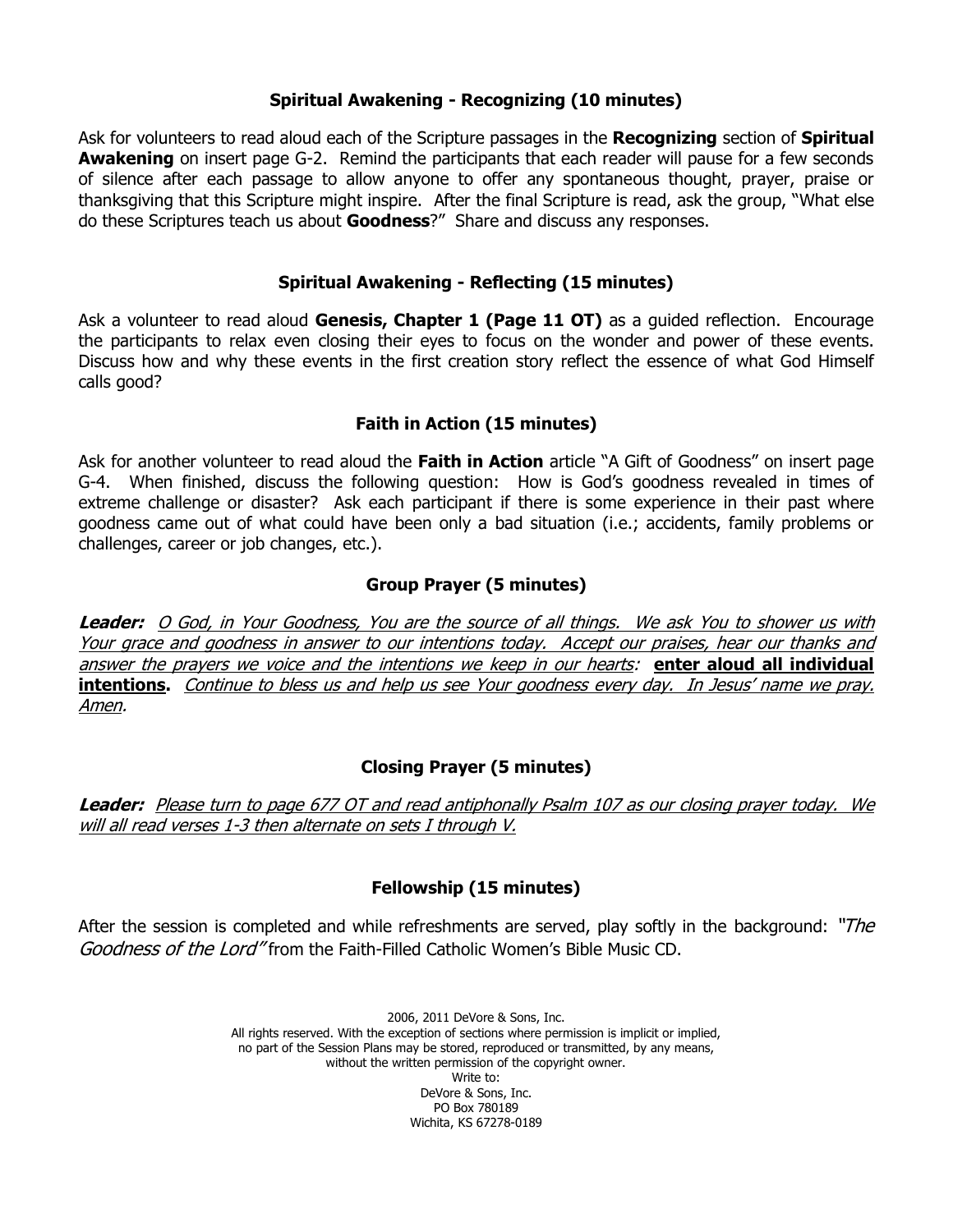### Spiritual Awakening - Recognizing (10 minutes)

Ask for volunteers to read aloud each of the Scripture passages in the **Recognizing** section of **Spiritual Awakening** on insert page G-2. Remind the participants that each reader will pause for a few seconds of silence after each passage to allow anyone to offer any spontaneous thought, prayer, praise or thanksgiving that this Scripture might inspire. After the final Scripture is read, ask the group, "What else do these Scriptures teach us about **Goodness**?" Share and discuss any responses.

### Spiritual Awakening - Reflecting (15 minutes)

Ask a volunteer to read aloud **Genesis, Chapter 1 (Page 11 OT)** as a guided reflection. Encourage the participants to relax even closing their eyes to focus on the wonder and power of these events. Discuss how and why these events in the first creation story reflect the essence of what God Himself calls good?

### Faith in Action (15 minutes)

Ask for another volunteer to read aloud the **Faith in Action** article "A Gift of Goodness" on insert page G-4. When finished, discuss the following question: How is God's goodness revealed in times of extreme challenge or disaster? Ask each participant if there is some experience in their past where goodness came out of what could have been only a bad situation (i.e.; accidents, family problems or challenges, career or job changes, etc.).

### Group Prayer (5 minutes)

***Leader:*** *O God, in Your Goodness, You are the source of all things. We ask You to shower us with Your grace and goodness in answer to our intentions today. Accept our praises, hear our thanks and answer the prayers we voice and the intentions we keep in our hearts:* **enter aloud all individual intentions.** *Continue to bless us and help us see Your goodness every day. In Jesus' name we pray. Amen.*

### Closing Prayer (5 minutes)

***Leader:*** *Please turn to page 677 OT and read antiphonally Psalm 107 as our closing prayer today. We will all read verses 1-3 then alternate on sets I through V.*

### Fellowship (15 minutes)

After the session is completed and while refreshments are served, play softly in the background: *"The Goodness of the Lord"* from the Faith-Filled Catholic Women's Bible Music CD.

2006, 2011 DeVore & Sons, Inc.
All rights reserved. With the exception of sections where permission is implicit or implied, no part of the Session Plans may be stored, reproduced or transmitted, by any means, without the written permission of the copyright owner.
Write to:
DeVore & Sons, Inc.
PO Box 780189
Wichita, KS 67278-0189